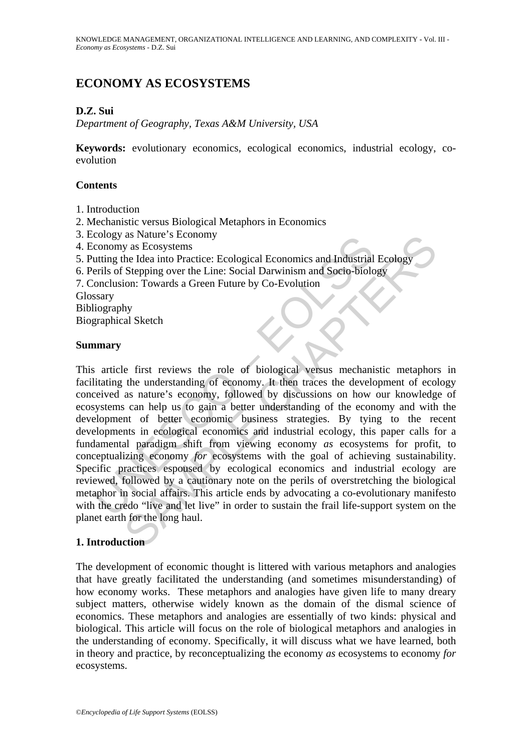# ECONOMY AS ECOSYSTEMS

**D.Z. Sui**

*Department of Geography, Texas A&M University, USA*

**Keywords:** evolutionary economics, ecological economics, industrial ecology, co-evolution

**Contents**

1. Introduction
2. Mechanistic versus Biological Metaphors in Economics
3. Ecology as Nature's Economy
4. Economy as Ecosystems
5. Putting the Idea into Practice: Ecological Economics and Industrial Ecology
6. Perils of Stepping over the Line: Social Darwinism and Socio-biology
7. Conclusion: Towards a Green Future by Co-Evolution

Glossary
Bibliography
Biographical Sketch

**Summary**

This article first reviews the role of biological versus mechanistic metaphors in facilitating the understanding of economy. It then traces the development of ecology conceived as nature's economy, followed by discussions on how our knowledge of ecosystems can help us to gain a better understanding of the economy and with the development of better economic business strategies. By tying to the recent developments in ecological economics and industrial ecology, this paper calls for a fundamental paradigm shift from viewing economy *as* ecosystems for profit, to conceptualizing economy *for* ecosystems with the goal of achieving sustainability. Specific practices espoused by ecological economics and industrial ecology are reviewed, followed by a cautionary note on the perils of overstretching the biological metaphor in social affairs. This article ends by advocating a co-evolutionary manifesto with the credo "live and let live" in order to sustain the frail life-support system on the planet earth for the long haul.

## 1. Introduction

The development of economic thought is littered with various metaphors and analogies that have greatly facilitated the understanding (and sometimes misunderstanding) of how economy works. These metaphors and analogies have given life to many dreary subject matters, otherwise widely known as the domain of the dismal science of economics. These metaphors and analogies are essentially of two kinds: physical and biological. This article will focus on the role of biological metaphors and analogies in the understanding of economy. Specifically, it will discuss what we have learned, both in theory and practice, by reconceptualizing the economy *as* ecosystems to economy *for* ecosystems.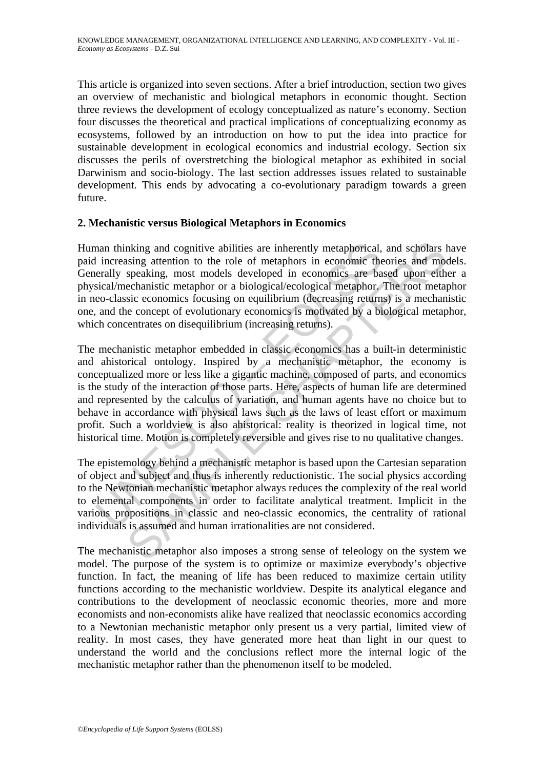This article is organized into seven sections. After a brief introduction, section two gives an overview of mechanistic and biological metaphors in economic thought. Section three reviews the development of ecology conceptualized as nature's economy. Section four discusses the theoretical and practical implications of conceptualizing economy as ecosystems, followed by an introduction on how to put the idea into practice for sustainable development in ecological economics and industrial ecology. Section six discusses the perils of overstretching the biological metaphor as exhibited in social Darwinism and socio-biology. The last section addresses issues related to sustainable development. This ends by advocating a co-evolutionary paradigm towards a green future.

## 2. Mechanistic versus Biological Metaphors in Economics

Human thinking and cognitive abilities are inherently metaphorical, and scholars have paid increasing attention to the role of metaphors in economic theories and models. Generally speaking, most models developed in economics are based upon either a physical/mechanistic metaphor or a biological/ecological metaphor. The root metaphor in neo-classic economics focusing on equilibrium (decreasing returns) is a mechanistic one, and the concept of evolutionary economics is motivated by a biological metaphor, which concentrates on disequilibrium (increasing returns).

The mechanistic metaphor embedded in classic economics has a built-in deterministic and ahistorical ontology. Inspired by a mechanistic metaphor, the economy is conceptualized more or less like a gigantic machine, composed of parts, and economics is the study of the interaction of those parts. Here, aspects of human life are determined and represented by the calculus of variation, and human agents have no choice but to behave in accordance with physical laws such as the laws of least effort or maximum profit. Such a worldview is also ahistorical: reality is theorized in logical time, not historical time. Motion is completely reversible and gives rise to no qualitative changes.

The epistemology behind a mechanistic metaphor is based upon the Cartesian separation of object and subject and thus is inherently reductionistic. The social physics according to the Newtonian mechanistic metaphor always reduces the complexity of the real world to elemental components in order to facilitate analytical treatment. Implicit in the various propositions in classic and neo-classic economics, the centrality of rational individuals is assumed and human irrationalities are not considered.

The mechanistic metaphor also imposes a strong sense of teleology on the system we model. The purpose of the system is to optimize or maximize everybody's objective function. In fact, the meaning of life has been reduced to maximize certain utility functions according to the mechanistic worldview. Despite its analytical elegance and contributions to the development of neoclassic economic theories, more and more economists and non-economists alike have realized that neoclassic economics according to a Newtonian mechanistic metaphor only present us a very partial, limited view of reality. In most cases, they have generated more heat than light in our quest to understand the world and the conclusions reflect more the internal logic of the mechanistic metaphor rather than the phenomenon itself to be modeled.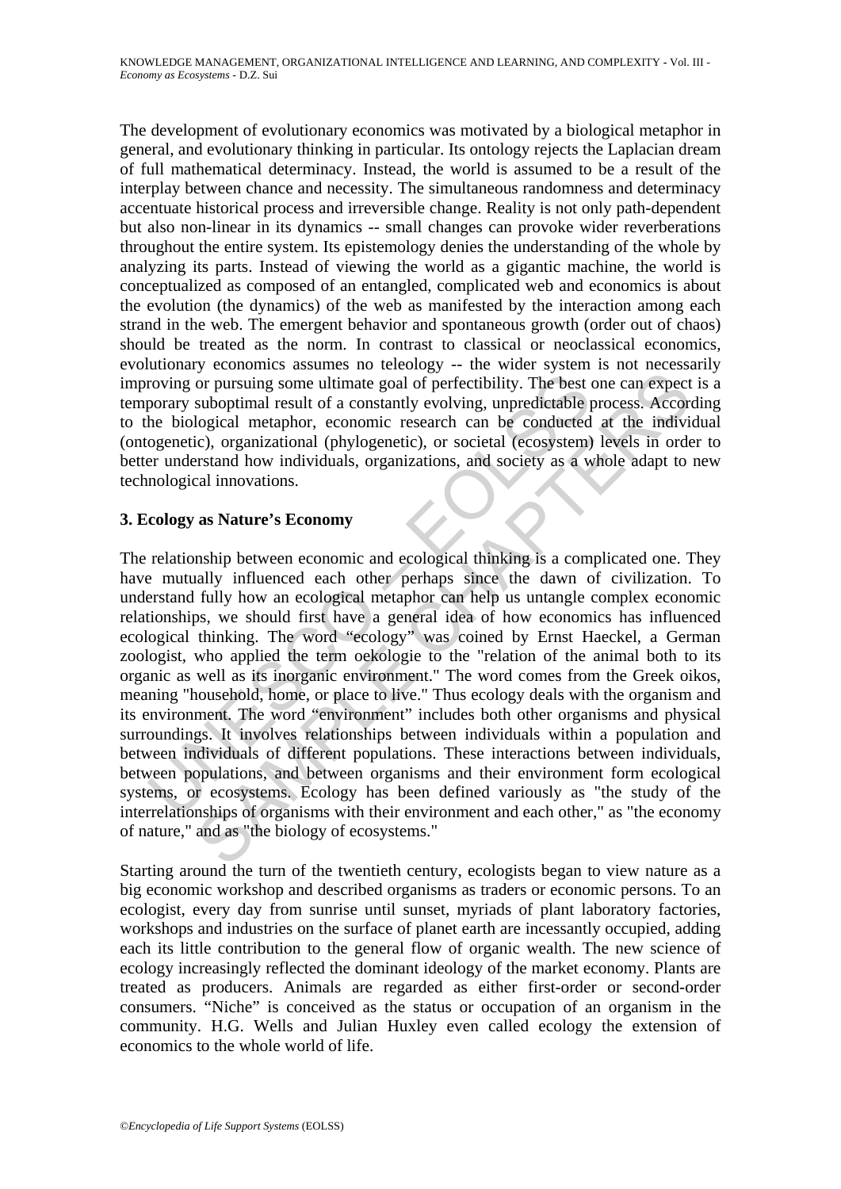The development of evolutionary economics was motivated by a biological metaphor in general, and evolutionary thinking in particular. Its ontology rejects the Laplacian dream of full mathematical determinacy. Instead, the world is assumed to be a result of the interplay between chance and necessity. The simultaneous randomness and determinacy accentuate historical process and irreversible change. Reality is not only path-dependent but also non-linear in its dynamics -- small changes can provoke wider reverberations throughout the entire system. Its epistemology denies the understanding of the whole by analyzing its parts. Instead of viewing the world as a gigantic machine, the world is conceptualized as composed of an entangled, complicated web and economics is about the evolution (the dynamics) of the web as manifested by the interaction among each strand in the web. The emergent behavior and spontaneous growth (order out of chaos) should be treated as the norm. In contrast to classical or neoclassical economics, evolutionary economics assumes no teleology -- the wider system is not necessarily improving or pursuing some ultimate goal of perfectibility. The best one can expect is a temporary suboptimal result of a constantly evolving, unpredictable process. According to the biological metaphor, economic research can be conducted at the individual (ontogenetic), organizational (phylogenetic), or societal (ecosystem) levels in order to better understand how individuals, organizations, and society as a whole adapt to new technological innovations.

## 3. Ecology as Nature's Economy

The relationship between economic and ecological thinking is a complicated one. They have mutually influenced each other perhaps since the dawn of civilization. To understand fully how an ecological metaphor can help us untangle complex economic relationships, we should first have a general idea of how economics has influenced ecological thinking. The word "ecology" was coined by Ernst Haeckel, a German zoologist, who applied the term oekologie to the "relation of the animal both to its organic as well as its inorganic environment." The word comes from the Greek oikos, meaning "household, home, or place to live." Thus ecology deals with the organism and its environment. The word "environment" includes both other organisms and physical surroundings. It involves relationships between individuals within a population and between individuals of different populations. These interactions between individuals, between populations, and between organisms and their environment form ecological systems, or ecosystems. Ecology has been defined variously as "the study of the interrelationships of organisms with their environment and each other," as "the economy of nature," and as "the biology of ecosystems."

Starting around the turn of the twentieth century, ecologists began to view nature as a big economic workshop and described organisms as traders or economic persons. To an ecologist, every day from sunrise until sunset, myriads of plant laboratory factories, workshops and industries on the surface of planet earth are incessantly occupied, adding each its little contribution to the general flow of organic wealth. The new science of ecology increasingly reflected the dominant ideology of the market economy. Plants are treated as producers. Animals are regarded as either first-order or second-order consumers. "Niche" is conceived as the status or occupation of an organism in the community. H.G. Wells and Julian Huxley even called ecology the extension of economics to the whole world of life.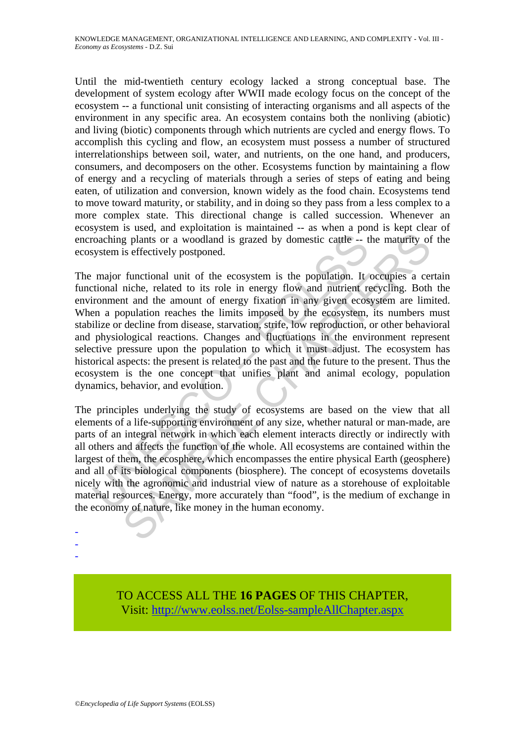Until the mid-twentieth century ecology lacked a strong conceptual base. The development of system ecology after WWII made ecology focus on the concept of the ecosystem -- a functional unit consisting of interacting organisms and all aspects of the environment in any specific area. An ecosystem contains both the nonliving (abiotic) and living (biotic) components through which nutrients are cycled and energy flows. To accomplish this cycling and flow, an ecosystem must possess a number of structured interrelationships between soil, water, and nutrients, on the one hand, and producers, consumers, and decomposers on the other. Ecosystems function by maintaining a flow of energy and a recycling of materials through a series of steps of eating and being eaten, of utilization and conversion, known widely as the food chain. Ecosystems tend to move toward maturity, or stability, and in doing so they pass from a less complex to a more complex state. This directional change is called succession. Whenever an ecosystem is used, and exploitation is maintained -- as when a pond is kept clear of encroaching plants or a woodland is grazed by domestic cattle -- the maturity of the ecosystem is effectively postponed.

The major functional unit of the ecosystem is the population. It occupies a certain functional niche, related to its role in energy flow and nutrient recycling. Both the environment and the amount of energy fixation in any given ecosystem are limited. When a population reaches the limits imposed by the ecosystem, its numbers must stabilize or decline from disease, starvation, strife, low reproduction, or other behavioral and physiological reactions. Changes and fluctuations in the environment represent selective pressure upon the population to which it must adjust. The ecosystem has historical aspects: the present is related to the past and the future to the present. Thus the ecosystem is the one concept that unifies plant and animal ecology, population dynamics, behavior, and evolution.

The principles underlying the study of ecosystems are based on the view that all elements of a life-supporting environment of any size, whether natural or man-made, are parts of an integral network in which each element interacts directly or indirectly with all others and affects the function of the whole. All ecosystems are contained within the largest of them, the ecosphere, which encompasses the entire physical Earth (geosphere) and all of its biological components (biosphere). The concept of ecosystems dovetails nicely with the agronomic and industrial view of nature as a storehouse of exploitable material resources. Energy, more accurately than "food", is the medium of exchange in the economy of nature, like money in the human economy.

-
-
-

TO ACCESS ALL THE **16 PAGES** OF THIS CHAPTER,
Visit: http://www.eolss.net/Eolss-sampleAllChapter.aspx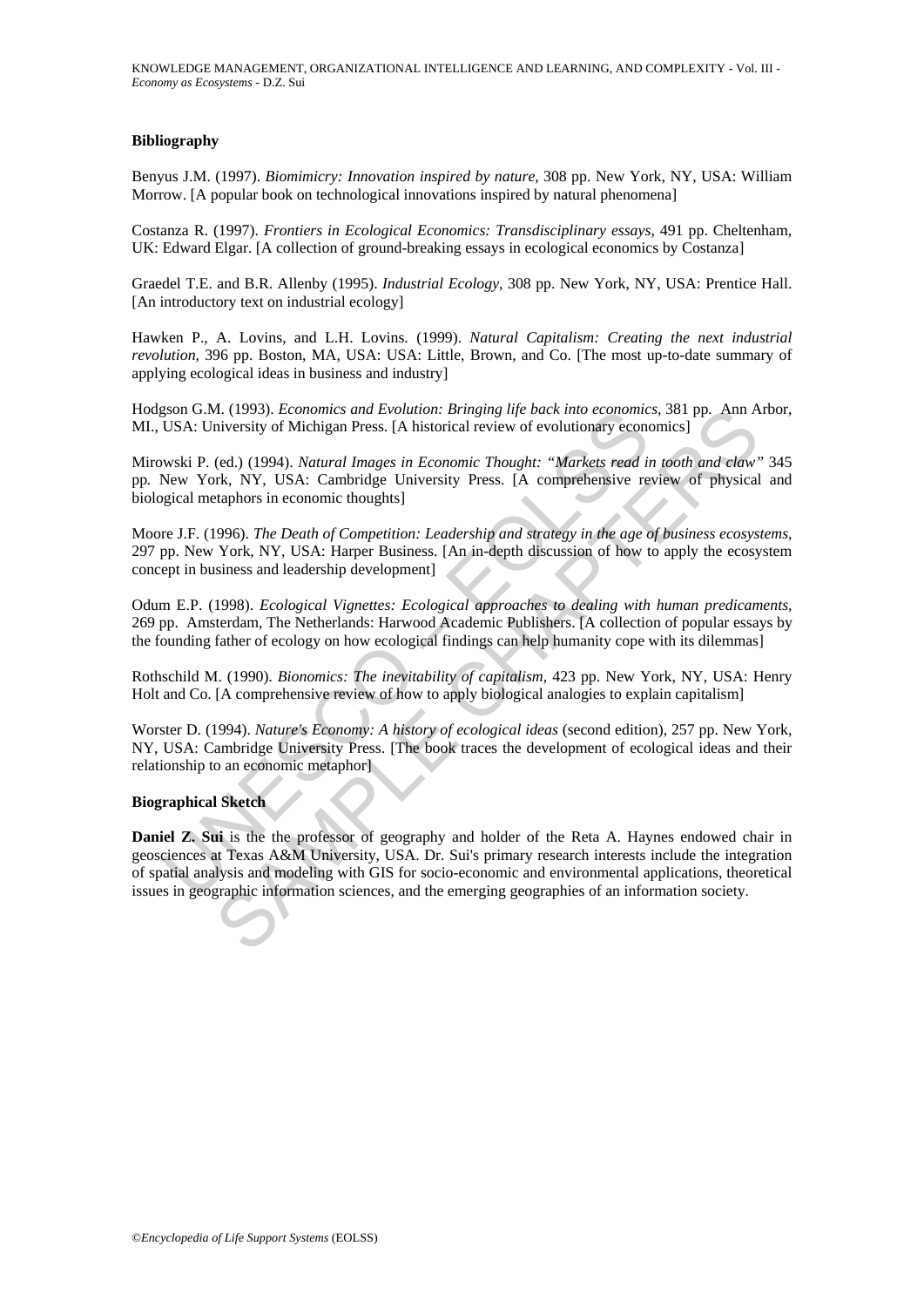**Bibliography**

Benyus J.M. (1997). *Biomimicry: Innovation inspired by nature*, 308 pp. New York, NY, USA: William Morrow. [A popular book on technological innovations inspired by natural phenomena]

Costanza R. (1997). *Frontiers in Ecological Economics: Transdisciplinary essays*, 491 pp. Cheltenham, UK: Edward Elgar. [A collection of ground-breaking essays in ecological economics by Costanza]

Graedel T.E. and B.R. Allenby (1995). *Industrial Ecology*, 308 pp. New York, NY, USA: Prentice Hall. [An introductory text on industrial ecology]

Hawken P., A. Lovins, and L.H. Lovins. (1999). *Natural Capitalism: Creating the next industrial revolution*, 396 pp. Boston, MA, USA: USA: Little, Brown, and Co. [The most up-to-date summary of applying ecological ideas in business and industry]

Hodgson G.M. (1993). *Economics and Evolution: Bringing life back into economics*, 381 pp. Ann Arbor, MI., USA: University of Michigan Press. [A historical review of evolutionary economics]

Mirowski P. (ed.) (1994). *Natural Images in Economic Thought: "Markets read in tooth and claw"* 345 pp. New York, NY, USA: Cambridge University Press. [A comprehensive review of physical and biological metaphors in economic thoughts]

Moore J.F. (1996). *The Death of Competition: Leadership and strategy in the age of business ecosystems*, 297 pp. New York, NY, USA: Harper Business. [An in-depth discussion of how to apply the ecosystem concept in business and leadership development]

Odum E.P. (1998). *Ecological Vignettes: Ecological approaches to dealing with human predicaments*, 269 pp. Amsterdam, The Netherlands: Harwood Academic Publishers. [A collection of popular essays by the founding father of ecology on how ecological findings can help humanity cope with its dilemmas]

Rothschild M. (1990). *Bionomics: The inevitability of capitalism*, 423 pp. New York, NY, USA: Henry Holt and Co. [A comprehensive review of how to apply biological analogies to explain capitalism]

Worster D. (1994). *Nature's Economy: A history of ecological ideas* (second edition), 257 pp. New York, NY, USA: Cambridge University Press. [The book traces the development of ecological ideas and their relationship to an economic metaphor]

**Biographical Sketch**

**Daniel Z. Sui** is the the professor of geography and holder of the Reta A. Haynes endowed chair in geosciences at Texas A&M University, USA. Dr. Sui's primary research interests include the integration of spatial analysis and modeling with GIS for socio-economic and environmental applications, theoretical issues in geographic information sciences, and the emerging geographies of an information society.